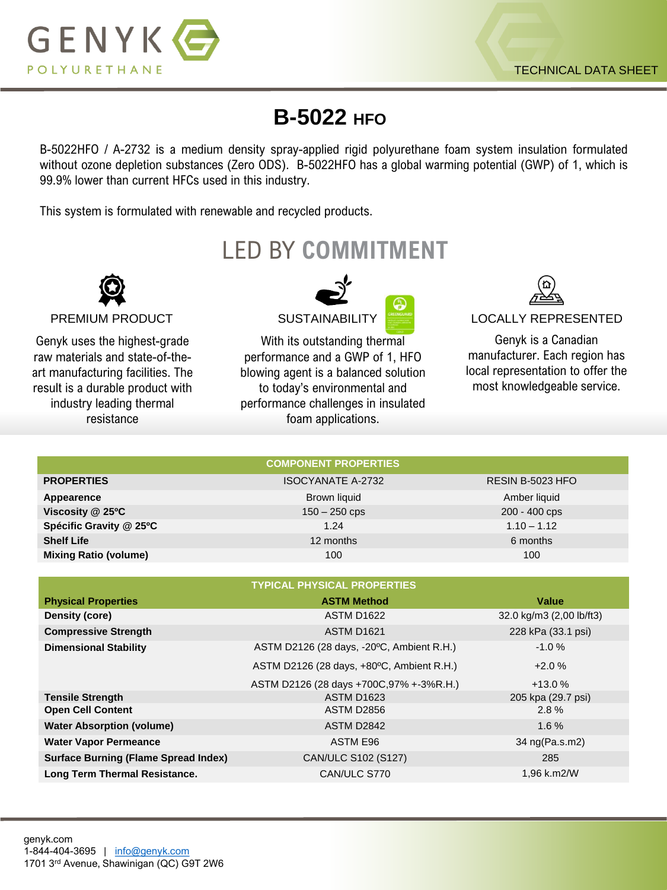GENYK POLYURETHANE

TECHNICAL DATA SHEET

# B-5022 HFO

B-5022HFO / A-2732 is a medium density spray-applied rigid polyurethane foam system insulation formulated without ozone depletion substances (Zero ODS). B-5022HFO has a global warming potential (GWP) of 1, which is 99.9% lower than current HFCs used in this industry.

This system is formulated with renewable and recycled products.

## LED BY COMMITMENT

### PREMIUM PRODUCT

Genyk uses the highest-grade raw materials and state-of-the-art manufacturing facilities. The result is a durable product with industry leading thermal resistance

### SUSTAINABILITY

With its outstanding thermal performance and a GWP of 1, HFO blowing agent is a balanced solution to today's environmental and performance challenges in insulated foam applications.

### LOCALLY REPRESENTED

Genyk is a Canadian manufacturer. Each region has local representation to offer the most knowledgeable service.

| COMPONENT PROPERTIES | | |
|---|---|---|
| **PROPERTIES** | ISOCYANATE A-2732 | RESIN B-5023 HFO |
| **Appearence** | Brown liquid | Amber liquid |
| **Viscosity @ 25ºC** | 150 – 250 cps | 200 - 400 cps |
| **Spécific Gravity @ 25ºC** | 1.24 | 1.10 – 1.12 |
| **Shelf Life** | 12 months | 6 months |
| **Mixing Ratio (volume)** | 100 | 100 |

| TYPICAL PHYSICAL PROPERTIES | | |
|---|---|---|
| **Physical Properties** | **ASTM Method** | **Value** |
| **Density (core)** | ASTM D1622 | 32.0 kg/m3 (2,00 lb/ft3) |
| **Compressive Strength** | ASTM D1621 | 228 kPa (33.1 psi) |
| **Dimensional Stability** | ASTM D2126 (28 days, -20ºC, Ambient R.H.) | -1.0 % |
| | ASTM D2126 (28 days, +80ºC, Ambient R.H.) | +2.0 % |
| | ASTM D2126 (28 days +700C,97% +-3%R.H.) | +13.0 % |
| **Tensile Strength** | ASTM D1623 | 205 kpa (29.7 psi) |
| **Open Cell Content** | ASTM D2856 | 2.8 % |
| **Water Absorption (volume)** | ASTM D2842 | 1.6 % |
| **Water Vapor Permeance** | ASTM E96 | 34 ng(Pa.s.m2) |
| **Surface Burning (Flame Spread Index)** | CAN/ULC S102 (S127) | 285 |
| **Long Term Thermal Resistance.** | CAN/ULC S770 | 1,96 k.m2/W |

genyk.com
1-844-404-3695 | info@genyk.com
1701 3rd Avenue, Shawinigan (QC) G9T 2W6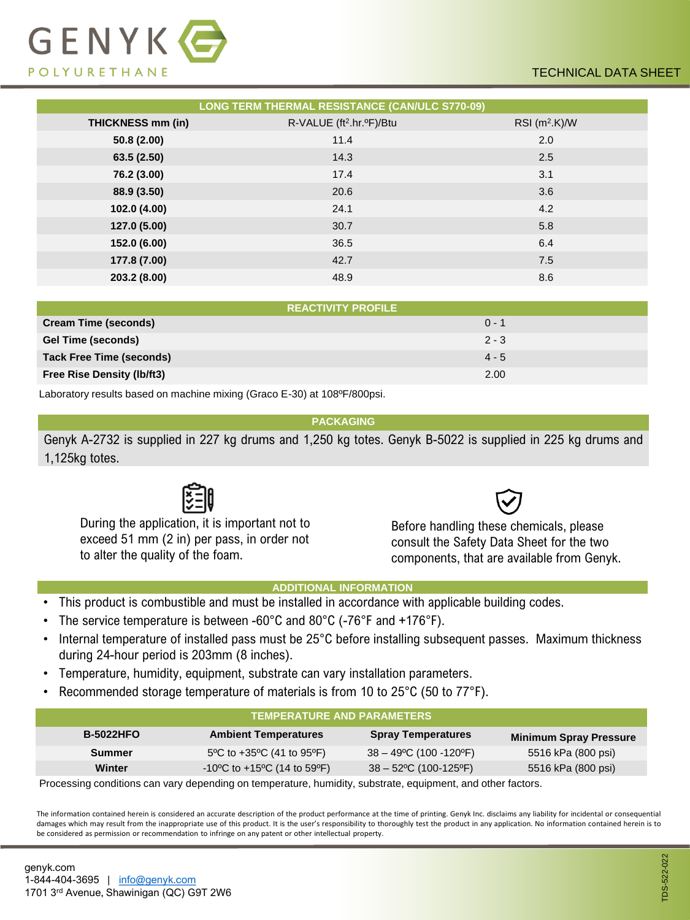## LONG TERM THERMAL RESISTANCE (CAN/ULC S770-09)

| THICKNESS mm (in) | R-VALUE ($ft^2$.hr.ºF)/Btu | RSI ($m^2$.K)/W |
|---|---|---|
| **50.8 (2.00)** | 11.4 | 2.0 |
| **63.5 (2.50)** | 14.3 | 2.5 |
| **76.2 (3.00)** | 17.4 | 3.1 |
| **88.9 (3.50)** | 20.6 | 3.6 |
| **102.0 (4.00)** | 24.1 | 4.2 |
| **127.0 (5.00)** | 30.7 | 5.8 |
| **152.0 (6.00)** | 36.5 | 6.4 |
| **177.8 (7.00)** | 42.7 | 7.5 |
| **203.2 (8.00)** | 48.9 | 8.6 |

## REACTIVITY PROFILE

| | |
|---|---|
| **Cream Time (seconds)** | 0 - 1 |
| **Gel Time (seconds)** | 2 - 3 |
| **Tack Free Time (seconds)** | 4 - 5 |
| **Free Rise Density (lb/ft3)** | 2.00 |

Laboratory results based on machine mixing (Graco E-30) at 108ºF/800psi.

## PACKAGING

Genyk A-2732 is supplied in 227 kg drums and 1,250 kg totes. Genyk B-5022 is supplied in 225 kg drums and 1,125kg totes.

During the application, it is important not to exceed 51 mm (2 in) per pass, in order not to alter the quality of the foam.

Before handling these chemicals, please consult the Safety Data Sheet for the two components, that are available from Genyk.

## ADDITIONAL INFORMATION

- This product is combustible and must be installed in accordance with applicable building codes.
- The service temperature is between -60°C and 80°C (-76°F and +176°F).
- Internal temperature of installed pass must be 25°C before installing subsequent passes. Maximum thickness during 24-hour period is 203mm (8 inches).
- Temperature, humidity, equipment, substrate can vary installation parameters.
- Recommended storage temperature of materials is from 10 to 25°C (50 to 77°F).

## TEMPERATURE AND PARAMETERS

| B-5022HFO | Ambient Temperatures | Spray Temperatures | Minimum Spray Pressure |
|---|---|---|---|
| **Summer** | 5ºC to +35ºC (41 to 95ºF) | 38 – 49ºC (100 -120ºF) | 5516 kPa (800 psi) |
| **Winter** | -10ºC to +15ºC (14 to 59ºF) | 38 – 52ºC (100-125ºF) | 5516 kPa (800 psi) |

Processing conditions can vary depending on temperature, humidity, substrate, equipment, and other factors.

The information contained herein is considered an accurate description of the product performance at the time of printing. Genyk Inc. disclaims any liability for incidental or consequential damages which may result from the inappropriate use of this product. It is the user's responsibility to thoroughly test the product in any application. No information contained herein is to be considered as permission or recommendation to infringe on any patent or other intellectual property.

genyk.com
1-844-404-3695 | info@genyk.com
1701 3rd Avenue, Shawinigan (QC) G9T 2W6

TDS-522-022